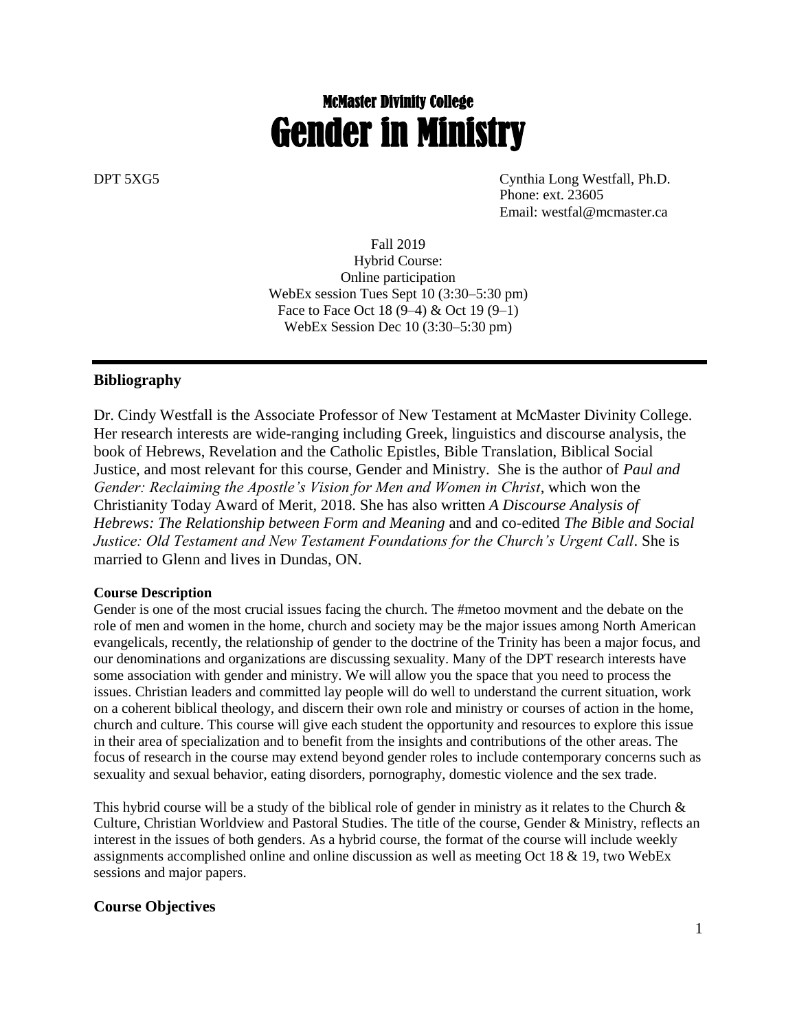# McMaster Divinity College
# Gender in Ministry

DPT 5XG5

Cynthia Long Westfall, Ph.D.
Phone: ext. 23605
Email: westfal@mcmaster.ca

Fall 2019
Hybrid Course:
Online participation
WebEx session Tues Sept 10 (3:30–5:30 pm)
Face to Face Oct 18 (9–4) & Oct 19 (9–1)
WebEx Session Dec 10 (3:30–5:30 pm)

---

## Bibliography

Dr. Cindy Westfall is the Associate Professor of New Testament at McMaster Divinity College. Her research interests are wide-ranging including Greek, linguistics and discourse analysis, the book of Hebrews, Revelation and the Catholic Epistles, Bible Translation, Biblical Social Justice, and most relevant for this course, Gender and Ministry. She is the author of *Paul and Gender: Reclaiming the Apostle's Vision for Men and Women in Christ*, which won the Christianity Today Award of Merit, 2018. She has also written *A Discourse Analysis of Hebrews: The Relationship between Form and Meaning* and and co-edited *The Bible and Social Justice: Old Testament and New Testament Foundations for the Church's Urgent Call*. She is married to Glenn and lives in Dundas, ON.

#### Course Description

Gender is one of the most crucial issues facing the church. The #metoo movment and the debate on the role of men and women in the home, church and society may be the major issues among North American evangelicals, recently, the relationship of gender to the doctrine of the Trinity has been a major focus, and our denominations and organizations are discussing sexuality. Many of the DPT research interests have some association with gender and ministry. We will allow you the space that you need to process the issues. Christian leaders and committed lay people will do well to understand the current situation, work on a coherent biblical theology, and discern their own role and ministry or courses of action in the home, church and culture. This course will give each student the opportunity and resources to explore this issue in their area of specialization and to benefit from the insights and contributions of the other areas. The focus of research in the course may extend beyond gender roles to include contemporary concerns such as sexuality and sexual behavior, eating disorders, pornography, domestic violence and the sex trade.

This hybrid course will be a study of the biblical role of gender in ministry as it relates to the Church & Culture, Christian Worldview and Pastoral Studies. The title of the course, Gender & Ministry, reflects an interest in the issues of both genders. As a hybrid course, the format of the course will include weekly assignments accomplished online and online discussion as well as meeting Oct 18 & 19, two WebEx sessions and major papers.

## Course Objectives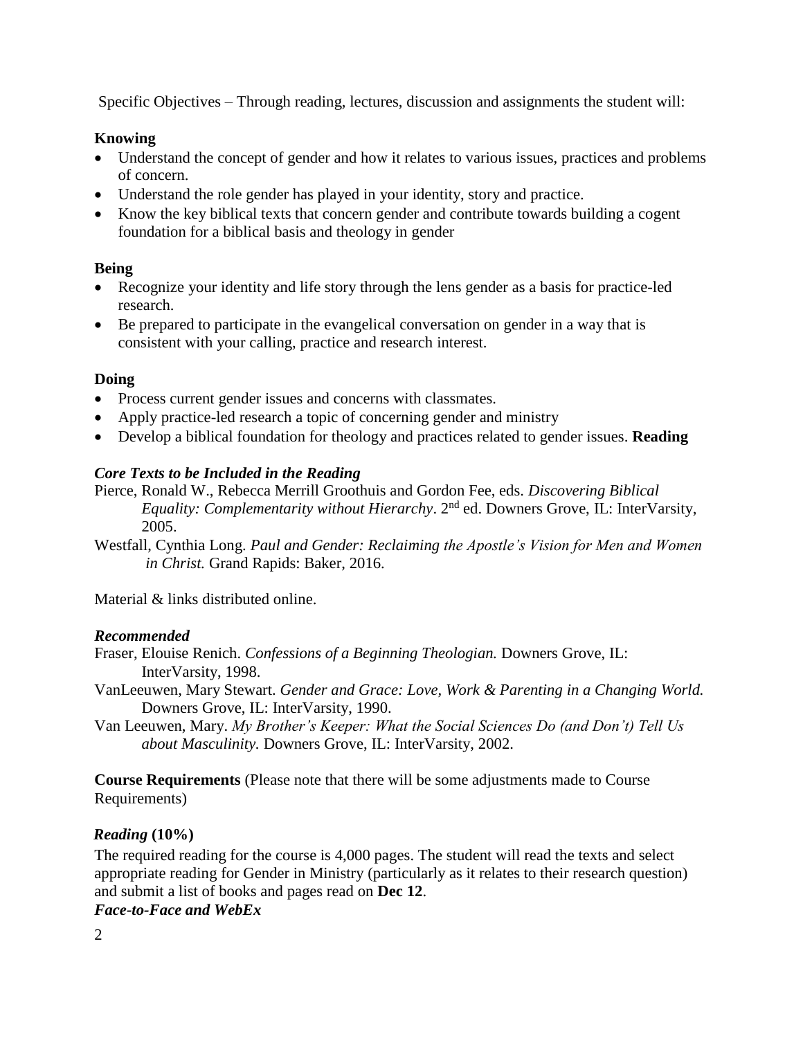Specific Objectives – Through reading, lectures, discussion and assignments the student will:

**Knowing**

- Understand the concept of gender and how it relates to various issues, practices and problems of concern.
- Understand the role gender has played in your identity, story and practice.
- Know the key biblical texts that concern gender and contribute towards building a cogent foundation for a biblical basis and theology in gender

**Being**

- Recognize your identity and life story through the lens gender as a basis for practice-led research.
- Be prepared to participate in the evangelical conversation on gender in a way that is consistent with your calling, practice and research interest.

**Doing**

- Process current gender issues and concerns with classmates.
- Apply practice-led research a topic of concerning gender and ministry
- Develop a biblical foundation for theology and practices related to gender issues. **Reading**

***Core Texts to be Included in the Reading***

Pierce, Ronald W., Rebecca Merrill Groothuis and Gordon Fee, eds. *Discovering Biblical Equality: Complementarity without Hierarchy*. 2nd ed. Downers Grove, IL: InterVarsity, 2005.

Westfall, Cynthia Long. *Paul and Gender: Reclaiming the Apostle's Vision for Men and Women in Christ.* Grand Rapids: Baker, 2016.

Material & links distributed online.

***Recommended***

Fraser, Elouise Renich. *Confessions of a Beginning Theologian.* Downers Grove, IL: InterVarsity, 1998.

VanLeeuwen, Mary Stewart. *Gender and Grace: Love, Work & Parenting in a Changing World.* Downers Grove, IL: InterVarsity, 1990.

Van Leeuwen, Mary. *My Brother's Keeper: What the Social Sciences Do (and Don't) Tell Us about Masculinity.* Downers Grove, IL: InterVarsity, 2002.

**Course Requirements** (Please note that there will be some adjustments made to Course Requirements)

***Reading* (10%)**

The required reading for the course is 4,000 pages. The student will read the texts and select appropriate reading for Gender in Ministry (particularly as it relates to their research question) and submit a list of books and pages read on **Dec 12**.

***Face-to-Face and WebEx***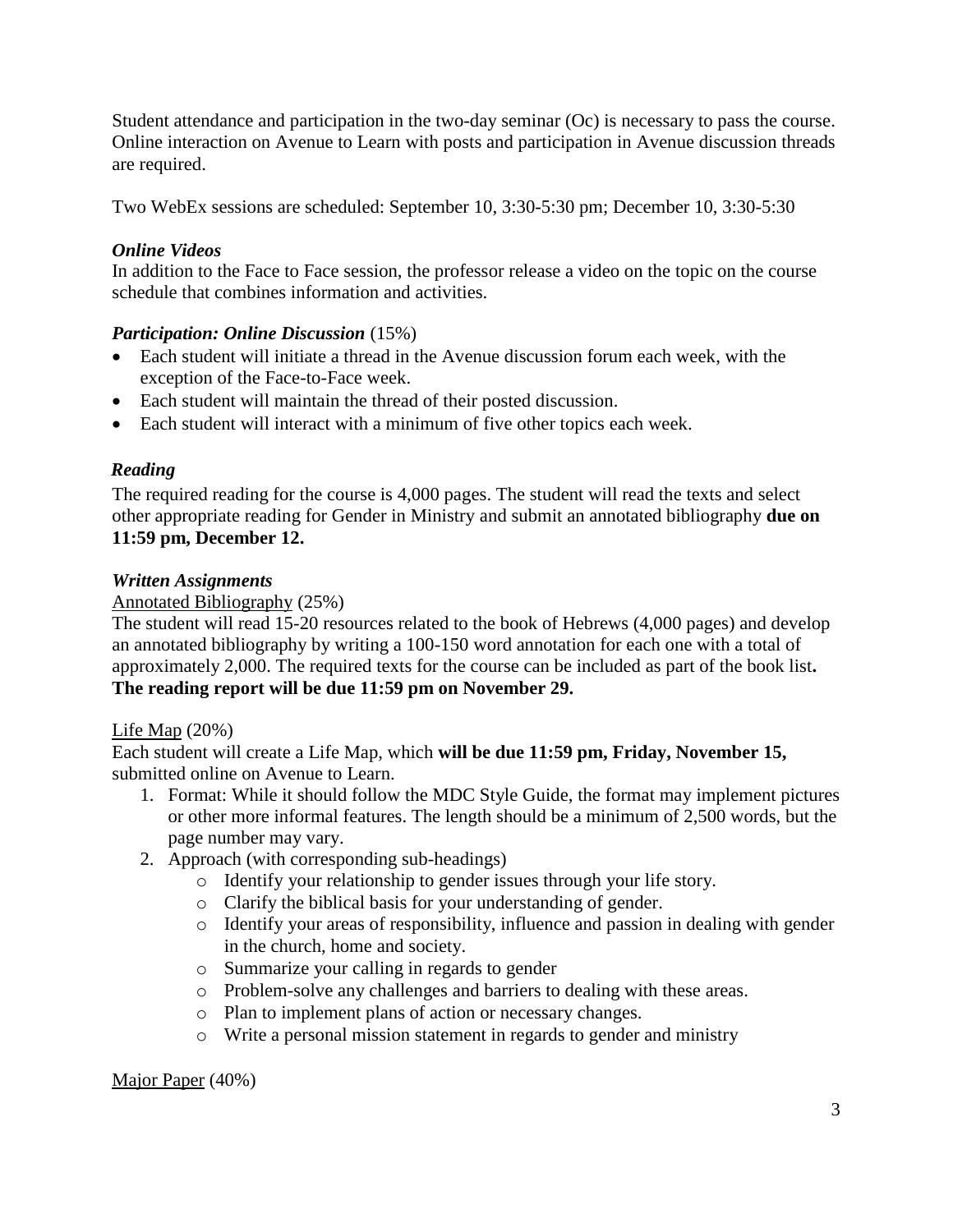Student attendance and participation in the two-day seminar (Oc) is necessary to pass the course. Online interaction on Avenue to Learn with posts and participation in Avenue discussion threads are required.

Two WebEx sessions are scheduled: September 10, 3:30-5:30 pm; December 10, 3:30-5:30

### *Online Videos*

In addition to the Face to Face session, the professor release a video on the topic on the course schedule that combines information and activities.

### *Participation: Online Discussion* (15%)

- Each student will initiate a thread in the Avenue discussion forum each week, with the exception of the Face-to-Face week.
- Each student will maintain the thread of their posted discussion.
- Each student will interact with a minimum of five other topics each week.

### *Reading*

The required reading for the course is 4,000 pages. The student will read the texts and select other appropriate reading for Gender in Ministry and submit an annotated bibliography **due on 11:59 pm, December 12.**

### *Written Assignments*

<u>Annotated Bibliography</u> (25%)

The student will read 15-20 resources related to the book of Hebrews (4,000 pages) and develop an annotated bibliography by writing a 100-150 word annotation for each one with a total of approximately 2,000. The required texts for the course can be included as part of the book list**. The reading report will be due 11:59 pm on November 29.**

<u>Life Map</u> (20%)

Each student will create a Life Map, which **will be due 11:59 pm, Friday, November 15,** submitted online on Avenue to Learn.

1. Format: While it should follow the MDC Style Guide, the format may implement pictures or other more informal features. The length should be a minimum of 2,500 words, but the page number may vary.
2. Approach (with corresponding sub-headings)
   - Identify your relationship to gender issues through your life story.
   - Clarify the biblical basis for your understanding of gender.
   - Identify your areas of responsibility, influence and passion in dealing with gender in the church, home and society.
   - Summarize your calling in regards to gender
   - Problem-solve any challenges and barriers to dealing with these areas.
   - Plan to implement plans of action or necessary changes.
   - Write a personal mission statement in regards to gender and ministry

<u>Major Paper</u> (40%)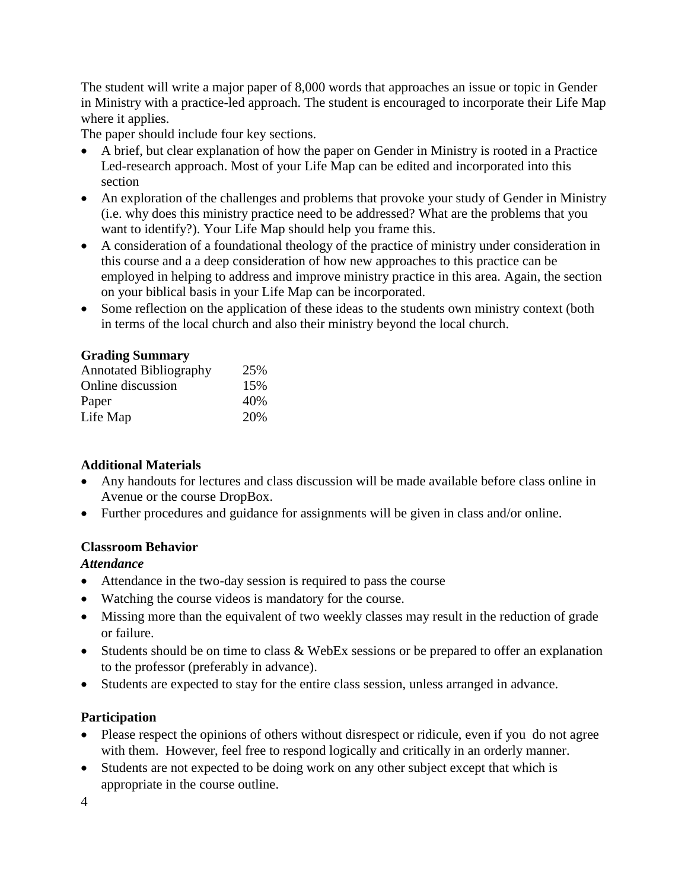The student will write a major paper of 8,000 words that approaches an issue or topic in Gender in Ministry with a practice-led approach. The student is encouraged to incorporate their Life Map where it applies.

The paper should include four key sections.

- A brief, but clear explanation of how the paper on Gender in Ministry is rooted in a Practice Led-research approach. Most of your Life Map can be edited and incorporated into this section
- An exploration of the challenges and problems that provoke your study of Gender in Ministry (i.e. why does this ministry practice need to be addressed? What are the problems that you want to identify?). Your Life Map should help you frame this.
- A consideration of a foundational theology of the practice of ministry under consideration in this course and a a deep consideration of how new approaches to this practice can be employed in helping to address and improve ministry practice in this area. Again, the section on your biblical basis in your Life Map can be incorporated.
- Some reflection on the application of these ideas to the students own ministry context (both in terms of the local church and also their ministry beyond the local church.

**Grading Summary**

| | |
|---|---|
| Annotated Bibliography | 25% |
| Online discussion | 15% |
| Paper | 40% |
| Life Map | 20% |

**Additional Materials**

- Any handouts for lectures and class discussion will be made available before class online in Avenue or the course DropBox.
- Further procedures and guidance for assignments will be given in class and/or online.

**Classroom Behavior**

***Attendance***

- Attendance in the two-day session is required to pass the course
- Watching the course videos is mandatory for the course.
- Missing more than the equivalent of two weekly classes may result in the reduction of grade or failure.
- Students should be on time to class & WebEx sessions or be prepared to offer an explanation to the professor (preferably in advance).
- Students are expected to stay for the entire class session, unless arranged in advance.

**Participation**

- Please respect the opinions of others without disrespect or ridicule, even if you do not agree with them. However, feel free to respond logically and critically in an orderly manner.
- Students are not expected to be doing work on any other subject except that which is appropriate in the course outline.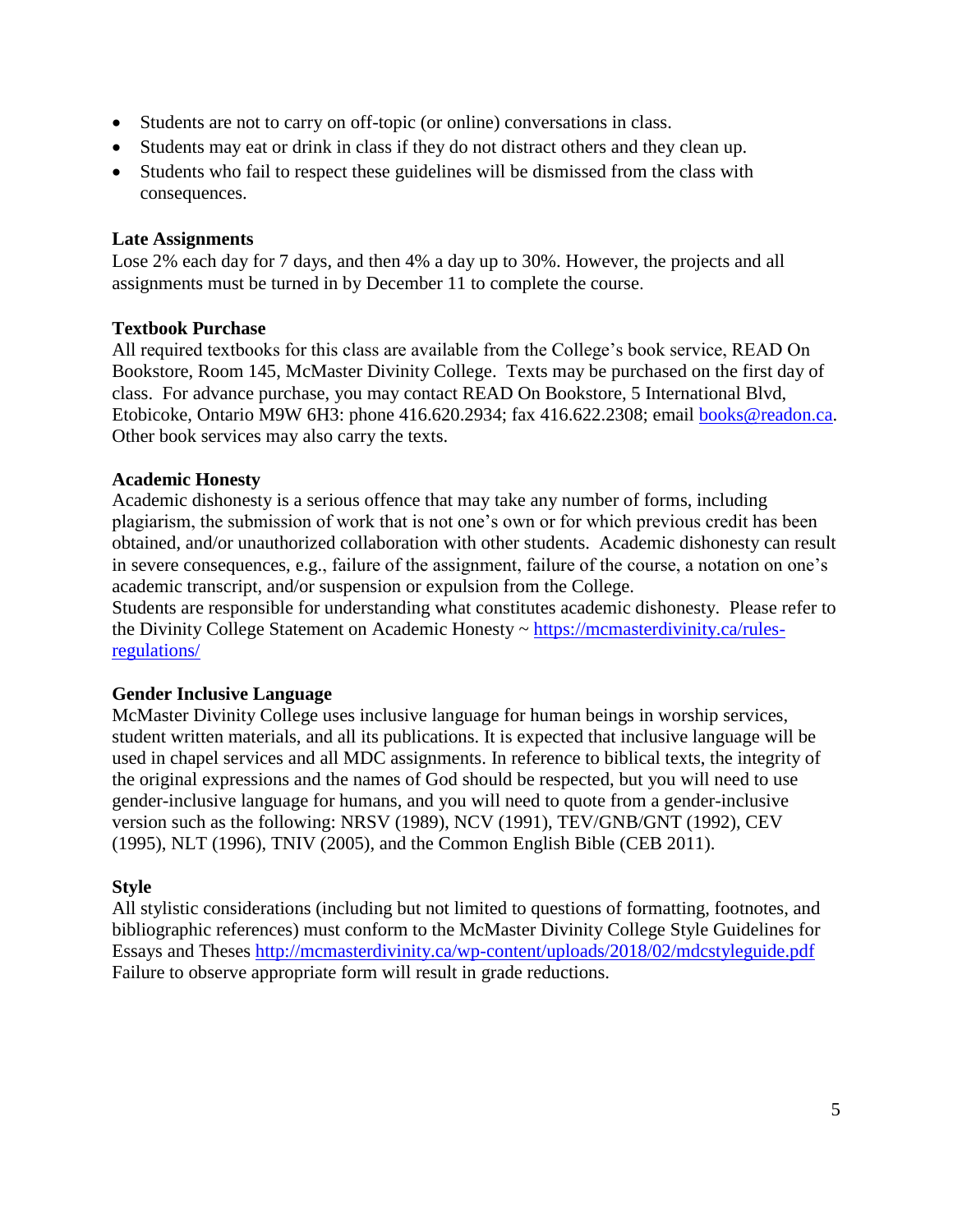- Students are not to carry on off-topic (or online) conversations in class.
- Students may eat or drink in class if they do not distract others and they clean up.
- Students who fail to respect these guidelines will be dismissed from the class with consequences.

**Late Assignments**
Lose 2% each day for 7 days, and then 4% a day up to 30%. However, the projects and all assignments must be turned in by December 11 to complete the course.

**Textbook Purchase**
All required textbooks for this class are available from the College's book service, READ On Bookstore, Room 145, McMaster Divinity College. Texts may be purchased on the first day of class. For advance purchase, you may contact READ On Bookstore, 5 International Blvd, Etobicoke, Ontario M9W 6H3: phone 416.620.2934; fax 416.622.2308; email [books@readon.ca](mailto:books@readon.ca). Other book services may also carry the texts.

**Academic Honesty**
Academic dishonesty is a serious offence that may take any number of forms, including plagiarism, the submission of work that is not one's own or for which previous credit has been obtained, and/or unauthorized collaboration with other students. Academic dishonesty can result in severe consequences, e.g., failure of the assignment, failure of the course, a notation on one's academic transcript, and/or suspension or expulsion from the College.
Students are responsible for understanding what constitutes academic dishonesty. Please refer to the Divinity College Statement on Academic Honesty ~ [https://mcmasterdivinity.ca/rules-regulations/](https://mcmasterdivinity.ca/rules-regulations/)

**Gender Inclusive Language**
McMaster Divinity College uses inclusive language for human beings in worship services, student written materials, and all its publications. It is expected that inclusive language will be used in chapel services and all MDC assignments. In reference to biblical texts, the integrity of the original expressions and the names of God should be respected, but you will need to use gender-inclusive language for humans, and you will need to quote from a gender-inclusive version such as the following: NRSV (1989), NCV (1991), TEV/GNB/GNT (1992), CEV (1995), NLT (1996), TNIV (2005), and the Common English Bible (CEB 2011).

**Style**
All stylistic considerations (including but not limited to questions of formatting, footnotes, and bibliographic references) must conform to the McMaster Divinity College Style Guidelines for Essays and Theses [http://mcmasterdivinity.ca/wp-content/uploads/2018/02/mdcstyleguide.pdf](http://mcmasterdivinity.ca/wp-content/uploads/2018/02/mdcstyleguide.pdf) Failure to observe appropriate form will result in grade reductions.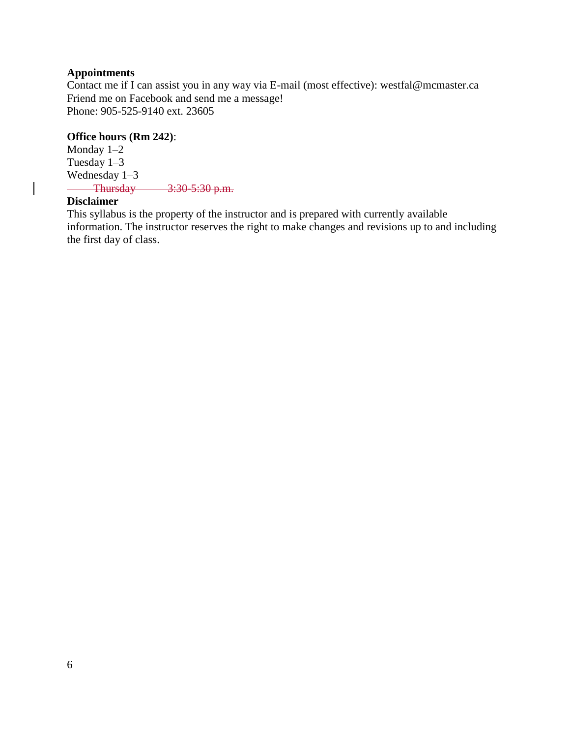**Appointments**

Contact me if I can assist you in any way via E-mail (most effective): westfal@mcmaster.ca
Friend me on Facebook and send me a message!
Phone: 905-525-9140 ext. 23605

**Office hours (Rm 242)**:

Monday 1–2
Tuesday 1–3
Wednesday 1–3
~~Thursday 3:30-5:30 p.m.~~

**Disclaimer**

This syllabus is the property of the instructor and is prepared with currently available information. The instructor reserves the right to make changes and revisions up to and including the first day of class.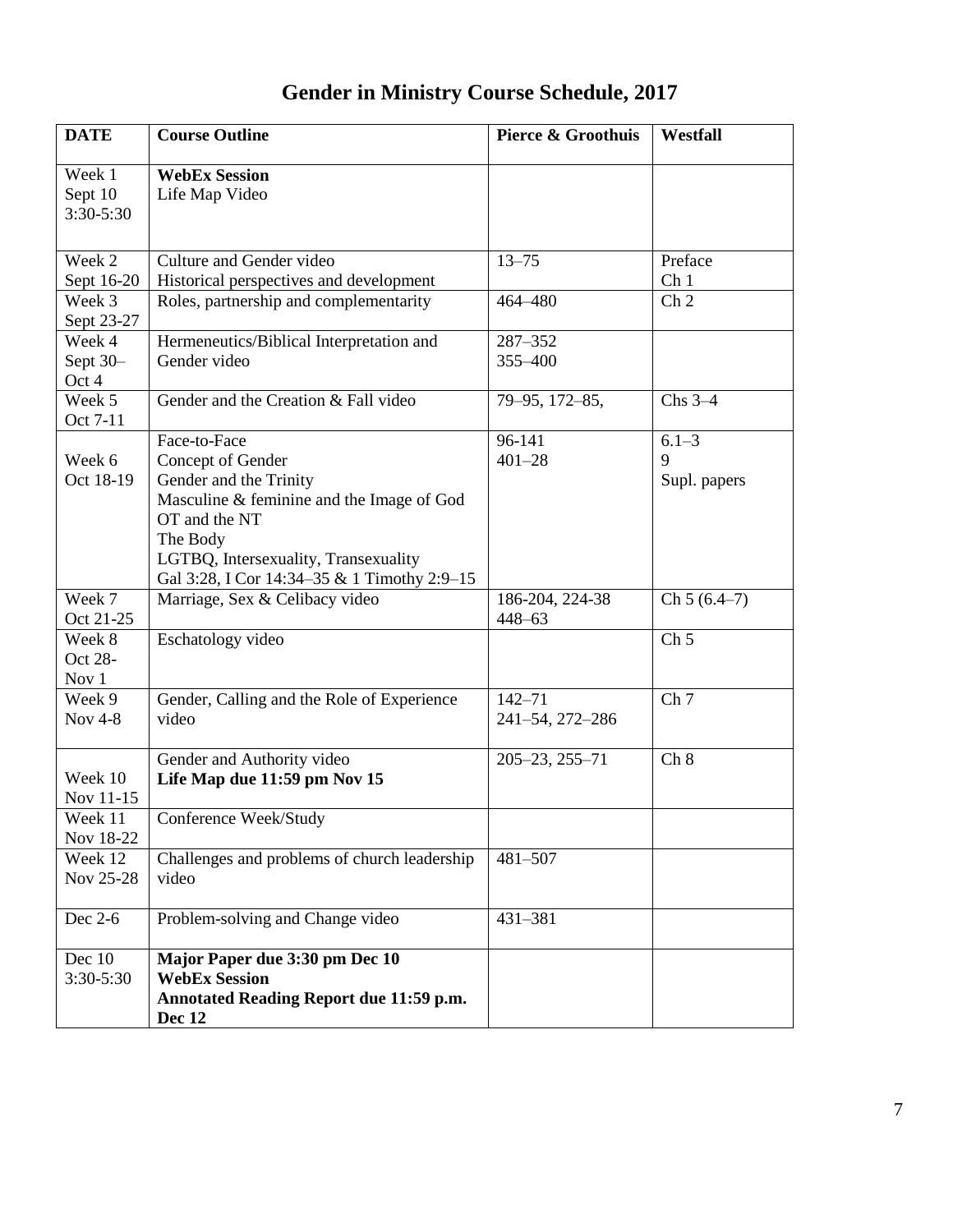# Gender in Ministry Course Schedule, 2017

| **DATE** | **Course Outline** | **Pierce & Groothuis** | **Westfall** |
|---|---|---|---|
| Week 1<br>Sept 10<br>3:30-5:30 | **WebEx Session**<br>Life Map Video | | |
| Week 2<br>Sept 16-20 | Culture and Gender video<br>Historical perspectives and development | 13–75 | Preface<br>Ch 1 |
| Week 3<br>Sept 23-27 | Roles, partnership and complementarity | 464–480 | Ch 2 |
| Week 4<br>Sept 30–Oct 4 | Hermeneutics/Biblical Interpretation and Gender video | 287–352<br>355–400 | |
| Week 5<br>Oct 7-11 | Gender and the Creation & Fall video | 79–95, 172–85, | Chs 3–4 |
| Week 6<br>Oct 18-19 | Face-to-Face<br>Concept of Gender<br>Gender and the Trinity<br>Masculine & feminine and the Image of God<br>OT and the NT<br>The Body<br>LGTBQ, Intersexuality, Transexuality<br>Gal 3:28, I Cor 14:34–35 & 1 Timothy 2:9–15 | 96-141<br>401–28 | 6.1–3<br>9<br>Supl. papers |
| Week 7<br>Oct 21-25 | Marriage, Sex & Celibacy video | 186-204, 224-38<br>448–63 | Ch 5 (6.4–7) |
| Week 8<br>Oct 28-Nov 1 | Eschatology video | | Ch 5 |
| Week 9<br>Nov 4-8 | Gender, Calling and the Role of Experience video | 142–71<br>241–54, 272–286 | Ch 7 |
| Week 10<br>Nov 11-15 | Gender and Authority video<br>**Life Map due 11:59 pm Nov 15** | 205–23, 255–71 | Ch 8 |
| Week 11<br>Nov 18-22 | Conference Week/Study | | |
| Week 12<br>Nov 25-28 | Challenges and problems of church leadership video | 481–507 | |
| Dec 2-6 | Problem-solving and Change video | 431–381 | |
| Dec 10<br>3:30-5:30 | **Major Paper due 3:30 pm Dec 10**<br>**WebEx Session**<br>**Annotated Reading Report due 11:59 p.m. Dec 12** | | |